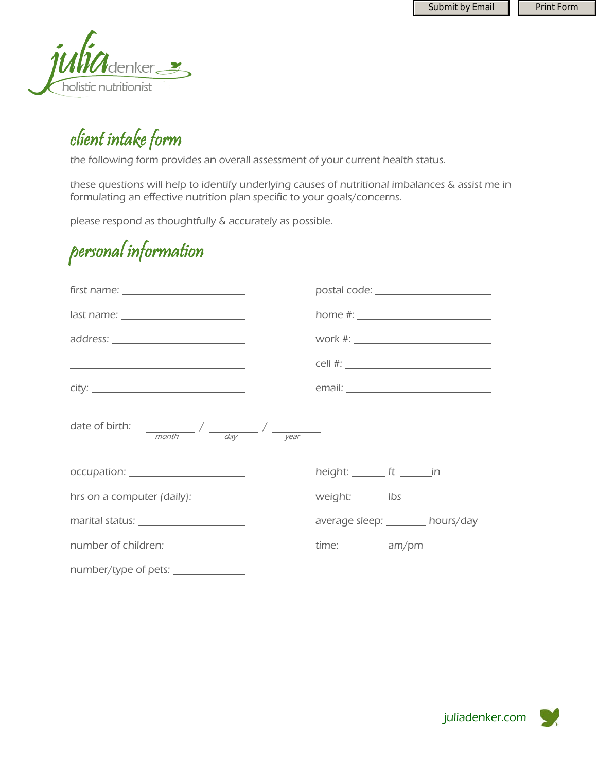Submit by Email | Print Form

julia denker
holistic nutritionist

# client intake form

the following form provides an overall assessment of your current health status.

these questions will help to identify underlying causes of nutritional imbalances & assist me in formulating an effective nutrition plan specific to your goals/concerns.

please respond as thoughtfully & accurately as possible.

# personal information

first name: ______________________

last name: ______________________

address: ______________________

______________________

city: ______________________

postal code: ______________________

home #: ______________________

work #: ______________________

cell #: ______________________

email: ______________________

date of birth: ________ / ________ / ________
month / day / year

occupation: ______________________

hrs on a computer (daily): __________

marital status: ______________________

number of children: ______________

number/type of pets: ______________

height: ______ ft ______in

weight: ______lbs

average sleep: _______ hours/day

time: ________ am/pm

juliadenker.com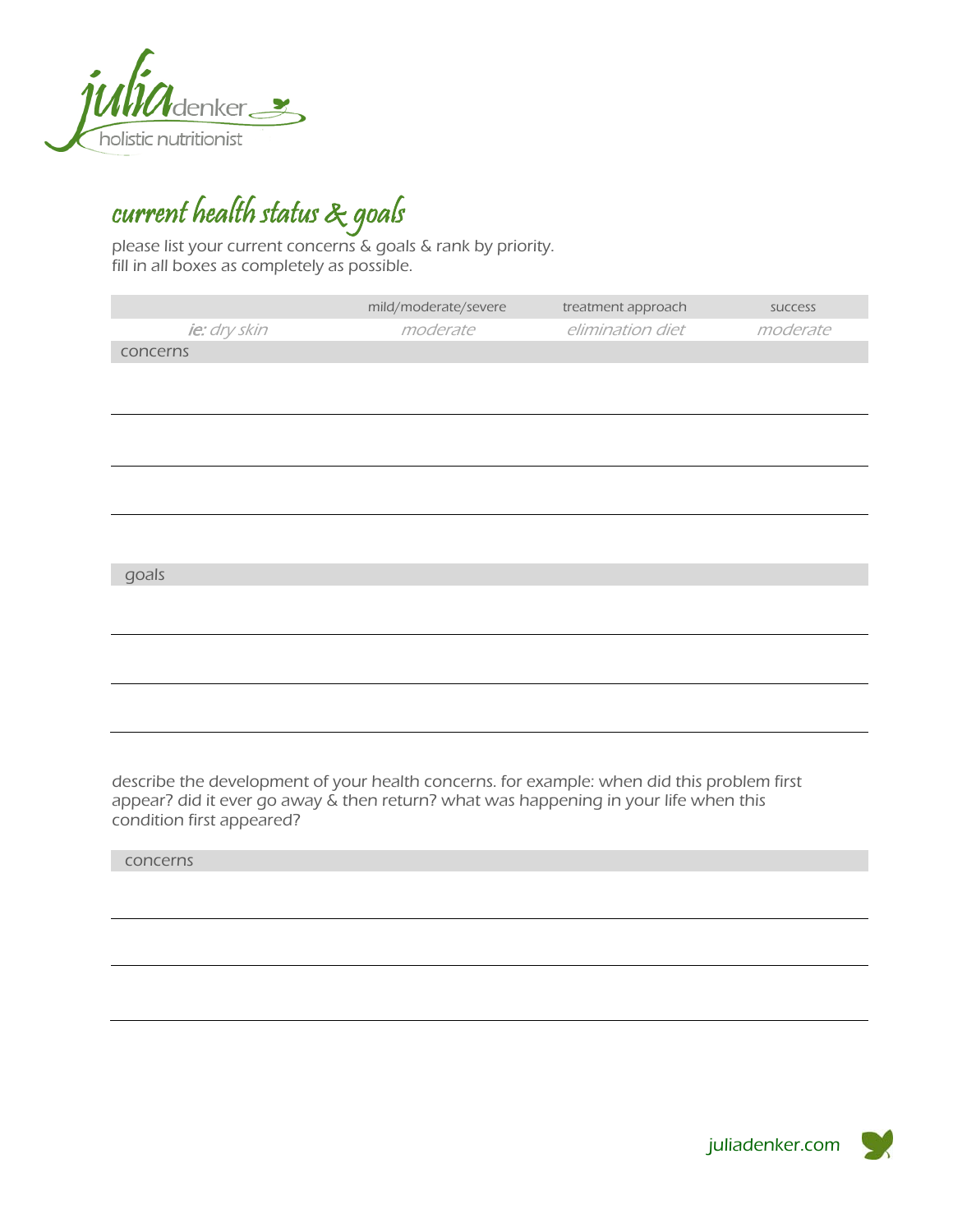julia denker
holistic nutritionist

## current health status & goals

please list your current concerns & goals & rank by priority.
fill in all boxes as completely as possible.

| | mild/moderate/severe | treatment approach | success |
|---|---|---|---|
| *ie: dry skin* | *moderate* | *elimination diet* | *moderate* |
| concerns | | | |
| | | | |
| | | | |
| | | | |
| goals | | | |
| | | | |
| | | | |
| | | | |

describe the development of your health concerns. for example: when did this problem first appear? did it ever go away & then return? what was happening in your life when this condition first appeared?

| concerns |
|---|
| |
| |
| |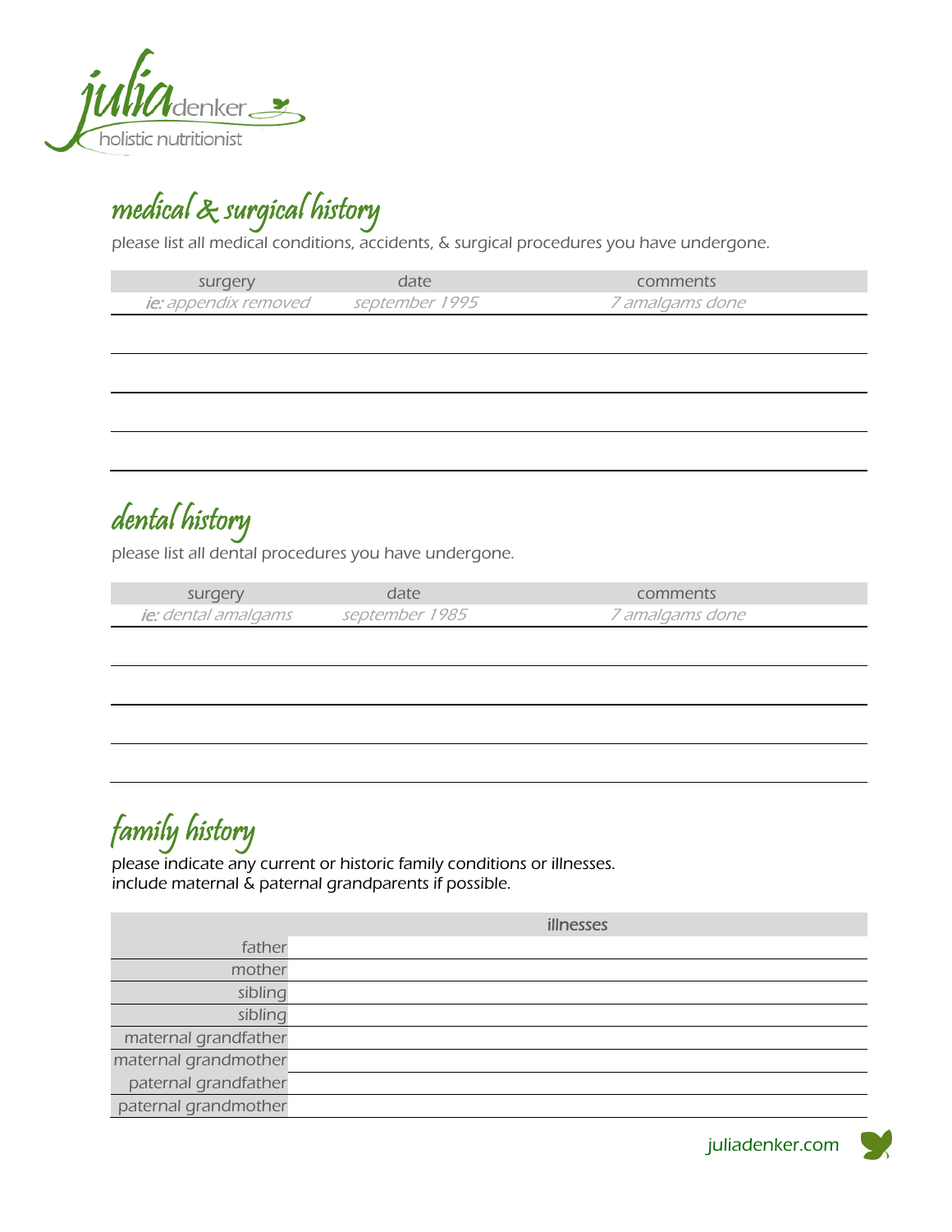julia denker
holistic nutritionist

## medical & surgical history

please list all medical conditions, accidents, & surgical procedures you have undergone.

| surgery | date | comments |
| --- | --- | --- |
| *ie: appendix removed* | *september 1995* | *7 amalgams done* |
| | | |
| | | |
| | | |
| | | |

## dental history

please list all dental procedures you have undergone.

| surgery | date | comments |
| --- | --- | --- |
| *ie: dental amalgams* | *september 1985* | *7 amalgams done* |
| | | |
| | | |
| | | |
| | | |

## family history

please indicate any current or historic family conditions or illnesses.
include maternal & paternal grandparents if possible.

| | illnesses |
| --- | --- |
| father | |
| mother | |
| sibling | |
| sibling | |
| maternal grandfather | |
| maternal grandmother | |
| paternal grandfather | |
| paternal grandmother | |

juliadenker.com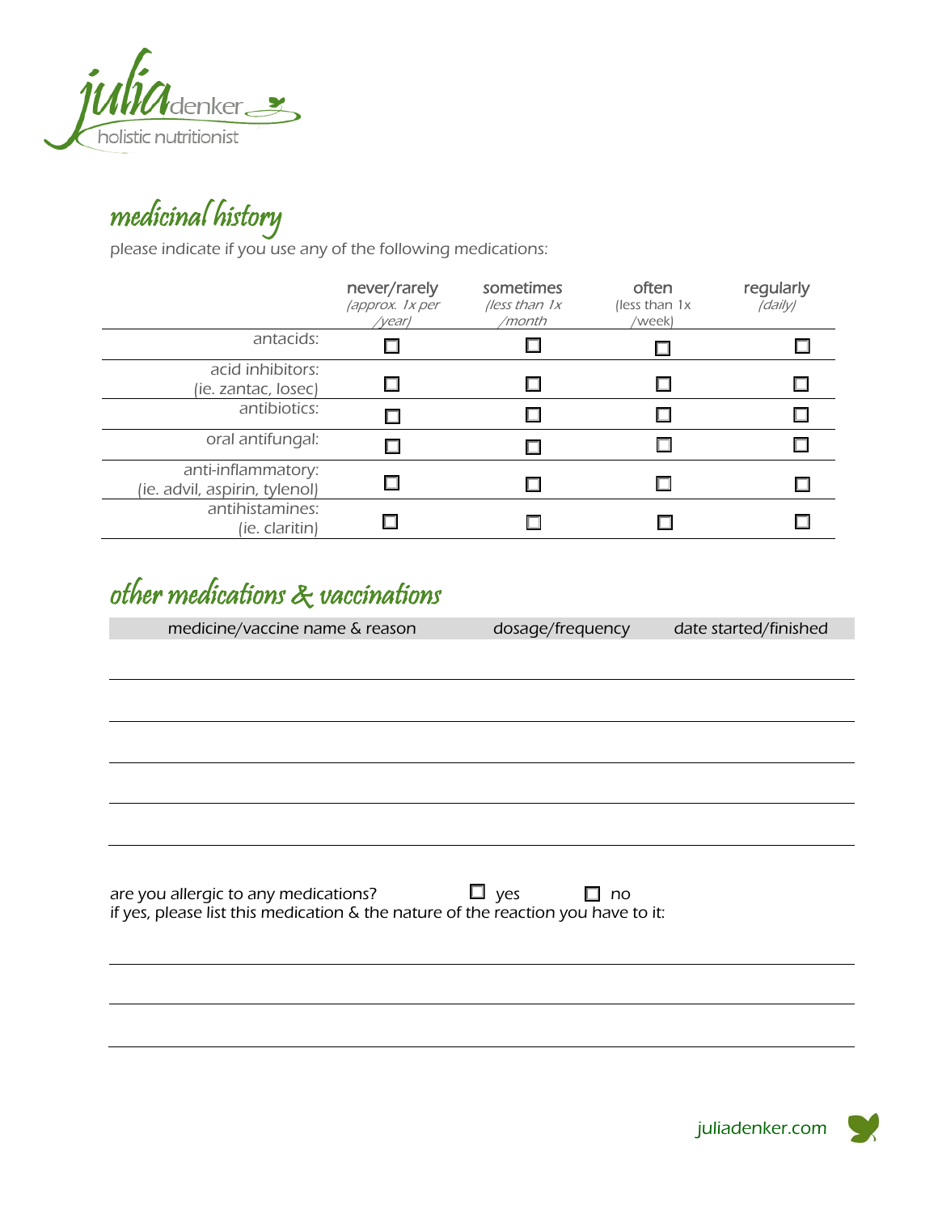julia denker
holistic nutritionist

## medicinal history

please indicate if you use any of the following medications:

| | never/rarely *(approx. 1x per /year)* | sometimes *(less than 1x /month)* | often (less than 1x /week) | regularly *(daily)* |
|---|---|---|---|---|
| antacids: | ☐ | ☐ | ☐ | ☐ |
| acid inhibitors: (ie. zantac, losec) | ☐ | ☐ | ☐ | ☐ |
| antibiotics: | ☐ | ☐ | ☐ | ☐ |
| oral antifungal: | ☐ | ☐ | ☐ | ☐ |
| anti-inflammatory: (ie. advil, aspirin, tylenol) | ☐ | ☐ | ☐ | ☐ |
| antihistamines: (ie. claritin) | ☐ | ☐ | ☐ | ☐ |

## other medications & vaccinations

| medicine/vaccine name & reason | dosage/frequency | date started/finished |
|---|---|---|
| | | |
| | | |
| | | |
| | | |
| | | |

are you allergic to any medications? ☐ yes ☐ no

if yes, please list this medication & the nature of the reaction you have to it:

_______________________________________________

_______________________________________________

_______________________________________________

juliadenker.com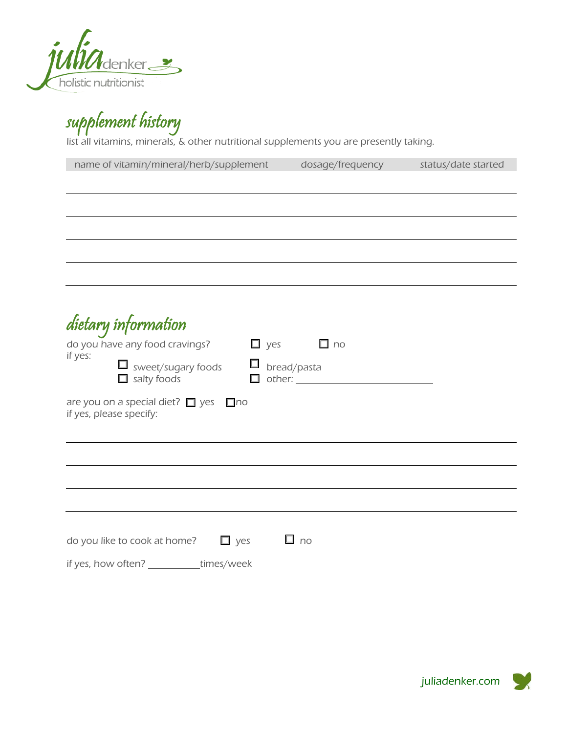julia denker
holistic nutritionist

## supplement history

list all vitamins, minerals, & other nutritional supplements you are presently taking.

| name of vitamin/mineral/herb/supplement | dosage/frequency | status/date started |
|---|---|---|
| | | |
| | | |
| | | |
| | | |
| | | |

## dietary information

do you have any food cravings? ☐ yes ☐ no

if yes:

- ☐ sweet/sugary foods
- ☐ bread/pasta
- ☐ salty foods
- ☐ other: ____________________

are you on a special diet? ☐ yes ☐ no

if yes, please specify:

______________________________________________

______________________________________________

______________________________________________

______________________________________________

do you like to cook at home? ☐ yes ☐ no

if yes, how often? ________ times/week

juliadenker.com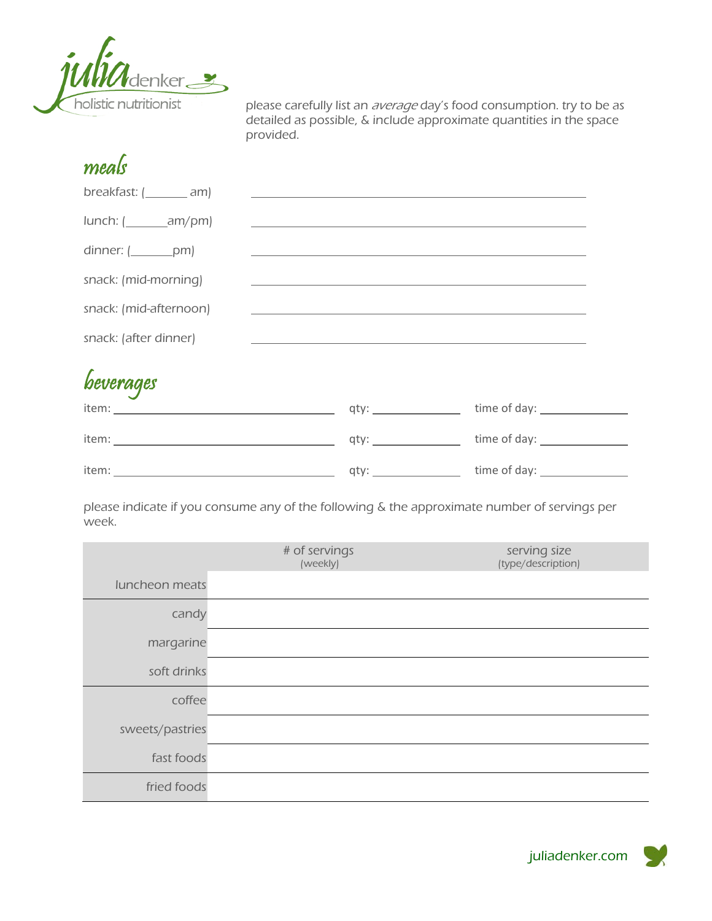julia denker
holistic nutritionist

please carefully list an *average* day's food consumption. try to be as detailed as possible, & include approximate quantities in the space provided.

## meals

breakfast: (_______ am) ____________________________________________

lunch: (_______am/pm) ____________________________________________

dinner: (_______pm) ____________________________________________

snack: (mid-morning) ____________________________________________

snack: (mid-afternoon) ____________________________________________

snack: (after dinner) ____________________________________________

## beverages

item: ______________________________ qty: ____________ time of day: ____________

item: ______________________________ qty: ____________ time of day: ____________

item: ______________________________ qty: ____________ time of day: ____________

please indicate if you consume any of the following & the approximate number of servings per week.

| | # of servings (weekly) | serving size (type/description) |
|---|---|---|
| luncheon meats | | |
| candy | | |
| margarine | | |
| soft drinks | | |
| coffee | | |
| sweets/pastries | | |
| fast foods | | |
| fried foods | | |

juliadenker.com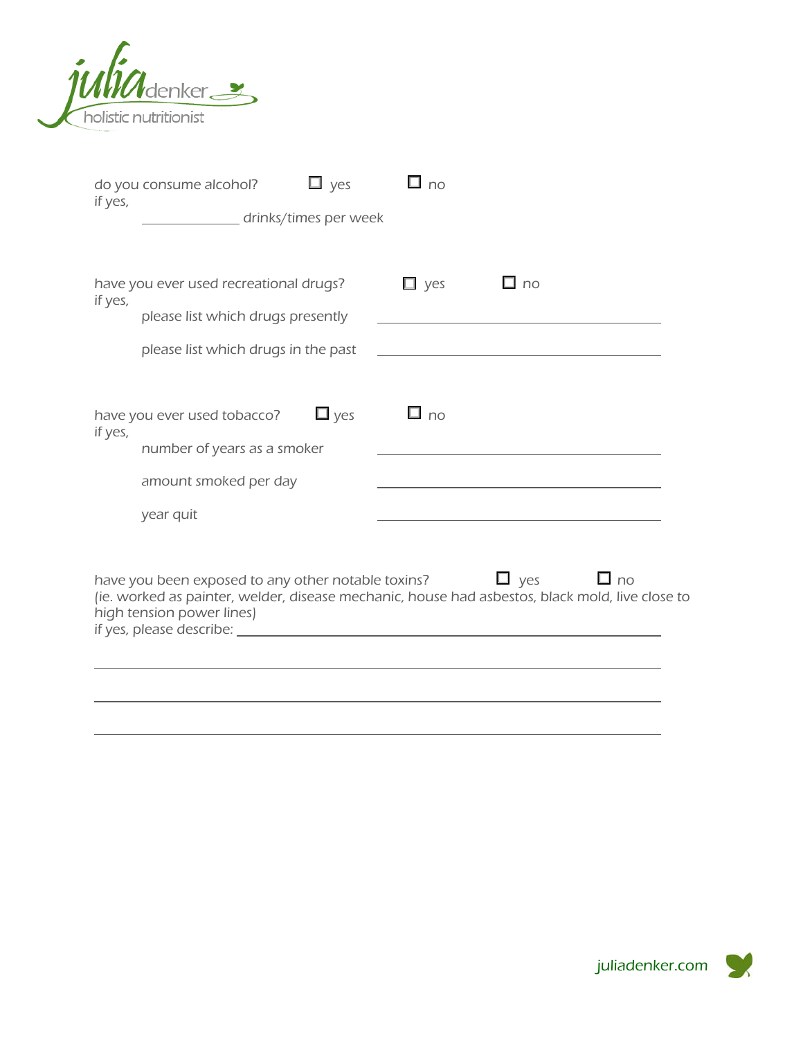do you consume alcohol? ☐ yes ☐ no
if yes,
\_\_\_\_\_\_\_\_\_\_\_\_ drinks/times per week

have you ever used recreational drugs? ☐ yes ☐ no
if yes,
please list which drugs presently \_\_\_\_\_\_\_\_\_\_\_\_\_\_\_\_\_\_\_\_\_\_\_\_

please list which drugs in the past \_\_\_\_\_\_\_\_\_\_\_\_\_\_\_\_\_\_\_\_\_\_\_\_

have you ever used tobacco? ☐ yes ☐ no
if yes,
number of years as a smoker \_\_\_\_\_\_\_\_\_\_\_\_\_\_\_\_\_\_\_\_\_\_\_\_

amount smoked per day \_\_\_\_\_\_\_\_\_\_\_\_\_\_\_\_\_\_\_\_\_\_\_\_

year quit \_\_\_\_\_\_\_\_\_\_\_\_\_\_\_\_\_\_\_\_\_\_\_\_

have you been exposed to any other notable toxins? ☐ yes ☐ no
*(ie. worked as painter, welder, disease mechanic, house had asbestos, black mold, live close to high tension power lines)*
if yes, please describe: \_\_\_\_\_\_\_\_\_\_\_\_\_\_\_\_\_\_\_\_\_\_\_\_\_\_\_\_\_\_\_\_\_\_\_\_\_\_\_\_\_\_\_\_

\_\_\_\_\_\_\_\_\_\_\_\_\_\_\_\_\_\_\_\_\_\_\_\_\_\_\_\_\_\_\_\_\_\_\_\_\_\_\_\_\_\_\_\_\_\_\_\_\_\_\_\_\_\_\_\_\_\_\_\_

\_\_\_\_\_\_\_\_\_\_\_\_\_\_\_\_\_\_\_\_\_\_\_\_\_\_\_\_\_\_\_\_\_\_\_\_\_\_\_\_\_\_\_\_\_\_\_\_\_\_\_\_\_\_\_\_\_\_\_\_

\_\_\_\_\_\_\_\_\_\_\_\_\_\_\_\_\_\_\_\_\_\_\_\_\_\_\_\_\_\_\_\_\_\_\_\_\_\_\_\_\_\_\_\_\_\_\_\_\_\_\_\_\_\_\_\_\_\_\_\_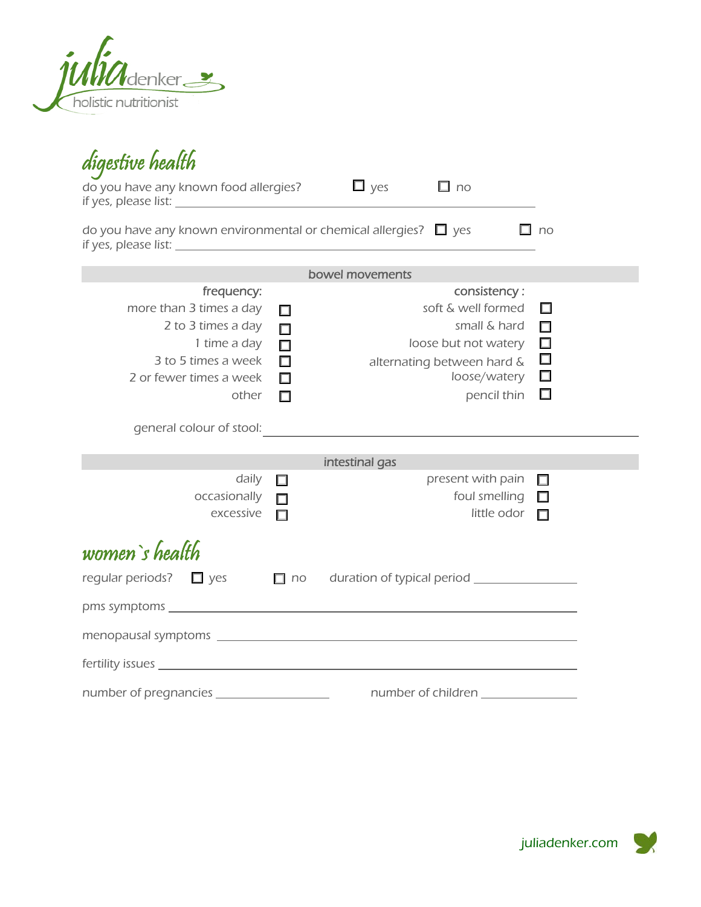julia denker
holistic nutritionist

## digestive health

do you have any known food allergies? ☐ yes ☐ no
if yes, please list: ____________________

do you have any known environmental or chemical allergies? ☐ yes ☐ no
if yes, please list: ____________________

### bowel movements

| frequency: | | consistency : | |
|---|---|---|---|
| more than 3 times a day | ☐ | soft & well formed | ☐ |
| 2 to 3 times a day | ☐ | small & hard | ☐ |
| 1 time a day | ☐ | loose but not watery | ☐ |
| 3 to 5 times a week | ☐ | alternating between hard & | ☐ |
| 2 or fewer times a week | ☐ | loose/watery | ☐ |
| other | ☐ | pencil thin | ☐ |

general colour of stool: ____________________

### intestinal gas

| | | | |
|---|---|---|---|
| daily | ☐ | present with pain | ☐ |
| occasionally | ☐ | foul smelling | ☐ |
| excessive | ☐ | little odor | ☐ |

## women`s health

regular periods? ☐ yes ☐ no duration of typical period ____________

pms symptoms ____________________

menopausal symptoms ____________________

fertility issues ____________________

number of pregnancies ____________ number of children ____________

juliadenker.com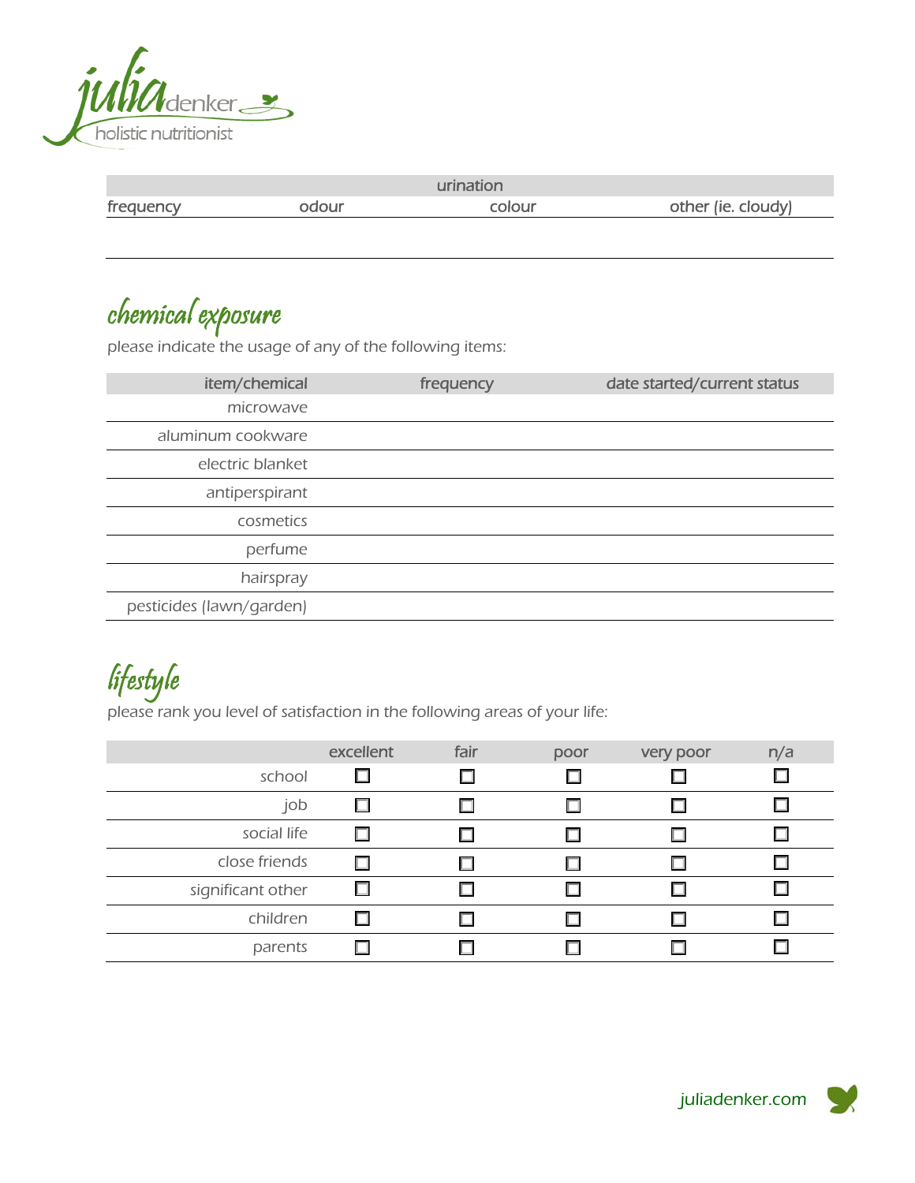| urination | | | |
|---|---|---|---|
| frequency | odour | colour | other (ie. cloudy) |
| | | | |

## chemical exposure

please indicate the usage of any of the following items:

| item/chemical | frequency | date started/current status |
|---|---|---|
| microwave | | |
| aluminum cookware | | |
| electric blanket | | |
| antiperspirant | | |
| cosmetics | | |
| perfume | | |
| hairspray | | |
| pesticides (lawn/garden) | | |

## lifestyle

please rank you level of satisfaction in the following areas of your life:

| | excellent | fair | poor | very poor | n/a |
|---|---|---|---|---|---|
| school | ☐ | ☐ | ☐ | ☐ | ☐ |
| job | ☐ | ☐ | ☐ | ☐ | ☐ |
| social life | ☐ | ☐ | ☐ | ☐ | ☐ |
| close friends | ☐ | ☐ | ☐ | ☐ | ☐ |
| significant other | ☐ | ☐ | ☐ | ☐ | ☐ |
| children | ☐ | ☐ | ☐ | ☐ | ☐ |
| parents | ☐ | ☐ | ☐ | ☐ | ☐ |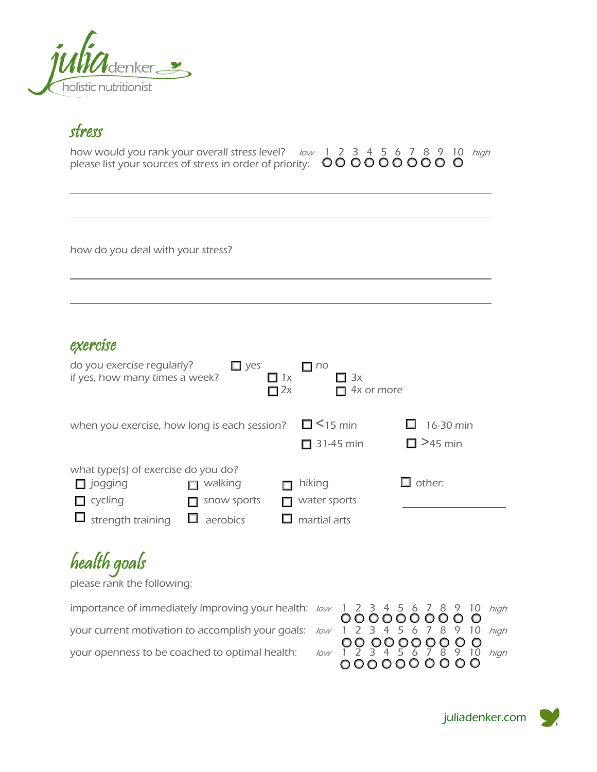## stress

how would you rank your overall stress level? *low* 1 2 3 4 5 6 7 8 9 10 *high*

please list your sources of stress in order of priority:

how do you deal with your stress?

## exercise

do you exercise regularly? ☐ yes ☐ no

if yes, how many times a week? ☐ 1x ☐ 2x ☐ 3x ☐ 4x or more

when you exercise, how long is each session? ☐ <15 min ☐ 16-30 min ☐ 31-45 min ☐ >45 min

what type(s) of exercise do you do?

☐ jogging ☐ walking ☐ hiking ☐ other:

☐ cycling ☐ snow sports ☐ water sports

☐ strength training ☐ aerobics ☐ martial arts

## health goals

please rank the following:

importance of immediately improving your health: *low* 1 2 3 4 5 6 7 8 9 10 *high*

your current motivation to accomplish your goals: *low* 1 2 3 4 5 6 7 8 9 10 *high*

your openness to be coached to optimal health: *low* 1 2 3 4 5 6 7 8 9 10 *high*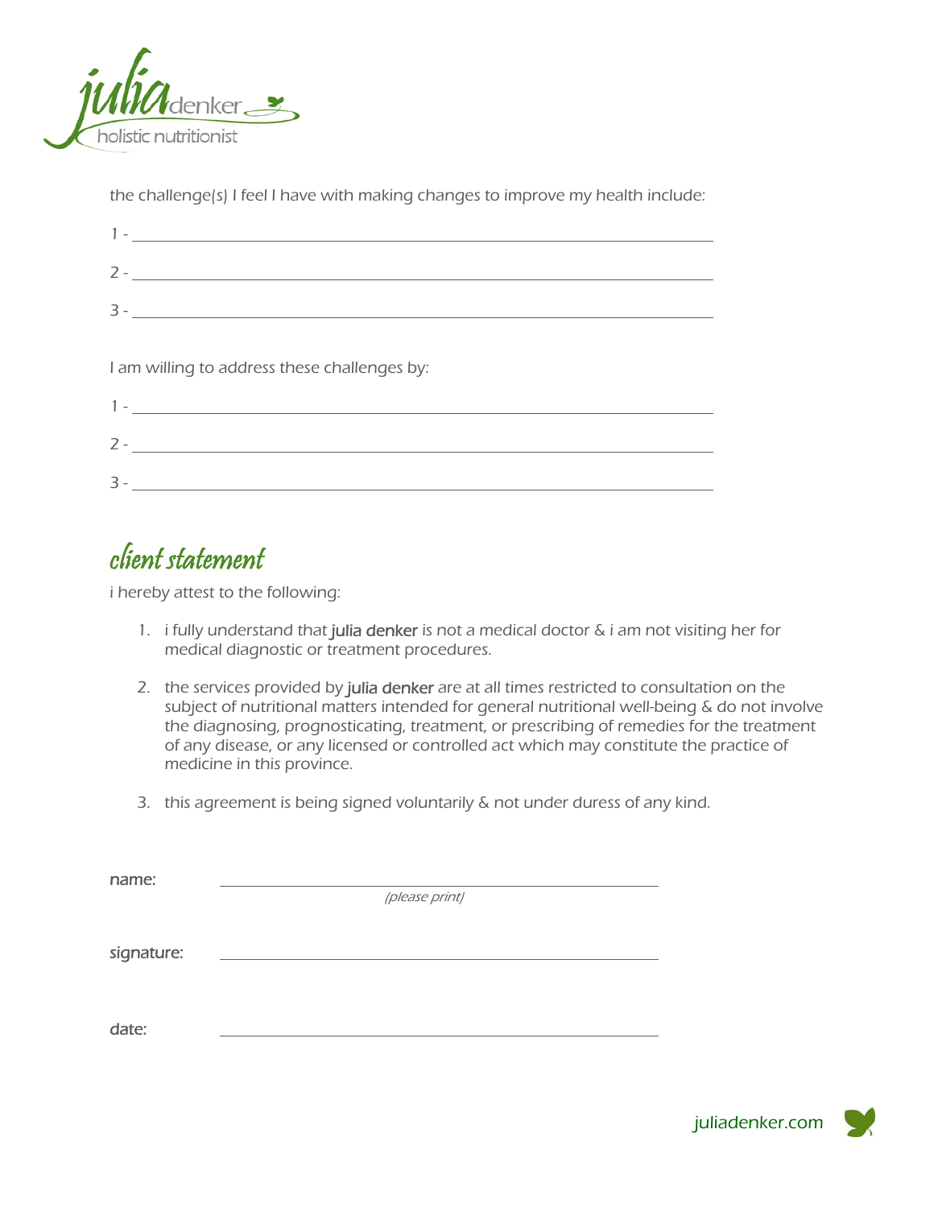julia denker
holistic nutritionist

the challenge(s) I feel I have with making changes to improve my health include:

1 - ______________________________

2 - ______________________________

3 - ______________________________

I am willing to address these challenges by:

1 - ______________________________

2 - ______________________________

3 - ______________________________

## client statement

i hereby attest to the following:

1. i fully understand that julia denker is not a medical doctor & i am not visiting her for medical diagnostic or treatment procedures.

2. the services provided by julia denker are at all times restricted to consultation on the subject of nutritional matters intended for general nutritional well-being & do not involve the diagnosing, prognosticating, treatment, or prescribing of remedies for the treatment of any disease, or any licensed or controlled act which may constitute the practice of medicine in this province.

3. this agreement is being signed voluntarily & not under duress of any kind.

name: ______________________________
*(please print)*

signature: ______________________________

date: ______________________________

juliadenker.com